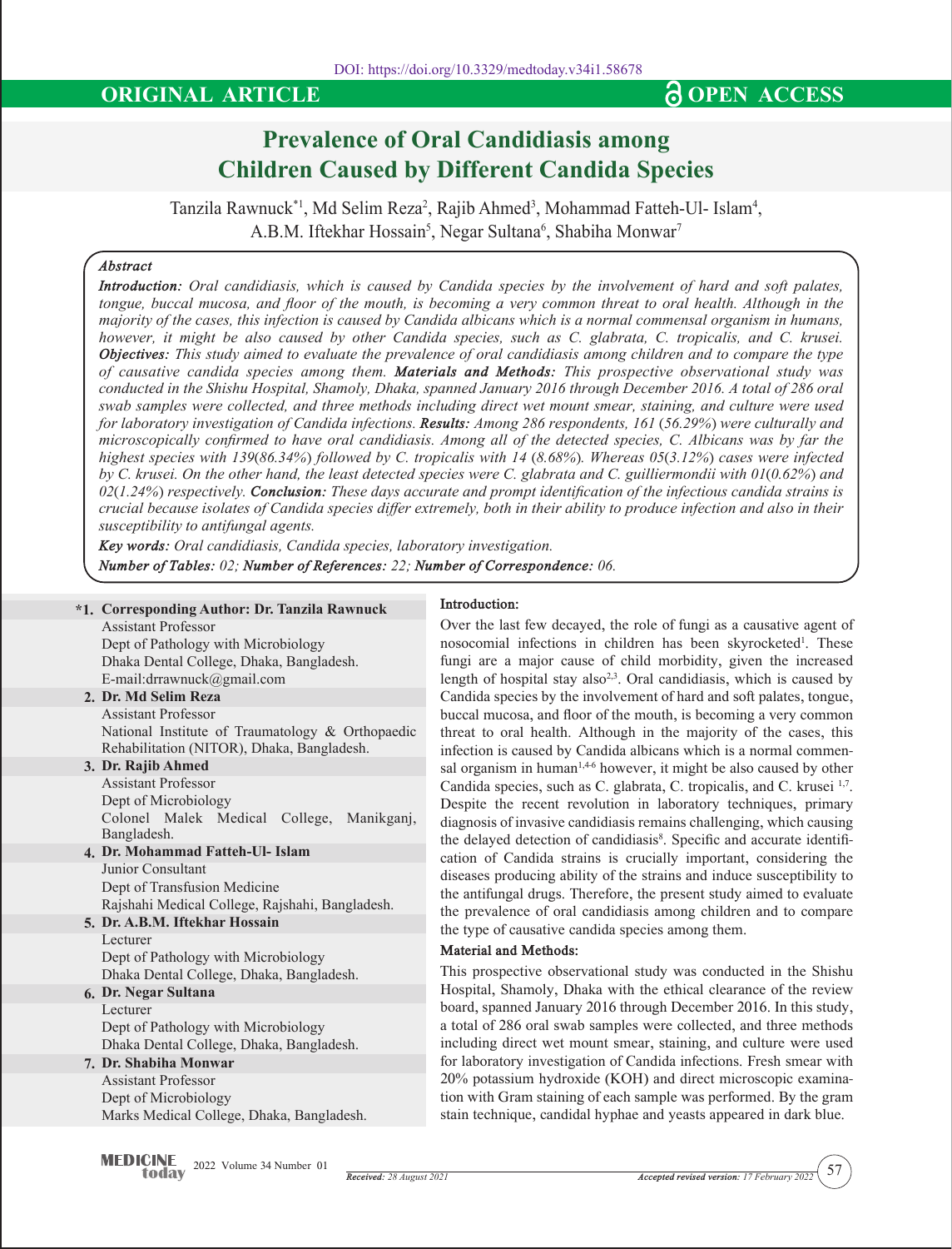DOI: https://doi.org/10.3329/medtoday.v34i1.58678

**ORIGINAL ARTICLE** **OPEN ACCESS**

# Prevalence of Oral Candidiasis among Children Caused by Different Candida Species

Tanzila Rawnuck*[1], Md Selim Reza[2], Rajib Ahmed[3], Mohammad Fatteh-Ul- Islam[4], A.B.M. Iftekhar Hossain[5], Negar Sultana[6], Shabiha Monwar[7]

### *Abstract*

***Introduction:*** *Oral candidiasis, which is caused by Candida species by the involvement of hard and soft palates, tongue, buccal mucosa, and floor of the mouth, is becoming a very common threat to oral health. Although in the majority of the cases, this infection is caused by Candida albicans which is a normal commensal organism in humans, however, it might be also caused by other Candida species, such as C. glabrata, C. tropicalis, and C. krusei.* ***Objectives:*** *This study aimed to evaluate the prevalence of oral candidiasis among children and to compare the type of causative candida species among them.* ***Materials and Methods:*** *This prospective observational study was conducted in the Shishu Hospital, Shamoly, Dhaka, spanned January 2016 through December 2016. A total of 286 oral swab samples were collected, and three methods including direct wet mount smear, staining, and culture were used for laboratory investigation of Candida infections.* ***Results:*** *Among 286 respondents, 161 (56.29%) were culturally and microscopically confirmed to have oral candidiasis. Among all of the detected species, C. Albicans was by far the highest species with 139(86.34%) followed by C. tropicalis with 14 (8.68%). Whereas 05(3.12%) cases were infected by C. krusei. On the other hand, the least detected species were C. glabrata and C. guilliermondii with 01(0.62%) and 02(1.24%) respectively.* ***Conclusion:*** *These days accurate and prompt identification of the infectious candida strains is crucial because isolates of Candida species differ extremely, both in their ability to produce infection and also in their susceptibility to antifungal agents.*

***Key words:*** *Oral candidiasis, Candida species, laboratory investigation.*

***Number of Tables:*** *02;* ***Number of References:*** *22;* ***Number of Correspondence:*** *06.*

**\*1. Corresponding Author: Dr. Tanzila Rawnuck**
Assistant Professor
Dept of Pathology with Microbiology
Dhaka Dental College, Dhaka, Bangladesh.
E-mail:drrawnuck@gmail.com

**2. Dr. Md Selim Reza**
Assistant Professor
National Institute of Traumatology & Orthopaedic Rehabilitation (NITOR), Dhaka, Bangladesh.

**3. Dr. Rajib Ahmed**
Assistant Professor
Dept of Microbiology
Colonel Malek Medical College, Manikganj, Bangladesh.

**4. Dr. Mohammad Fatteh-Ul- Islam**
Junior Consultant
Dept of Transfusion Medicine
Rajshahi Medical College, Rajshahi, Bangladesh.

**5. Dr. A.B.M. Iftekhar Hossain**
Lecturer
Dept of Pathology with Microbiology
Dhaka Dental College, Dhaka, Bangladesh.

**6. Dr. Negar Sultana**
Lecturer
Dept of Pathology with Microbiology
Dhaka Dental College, Dhaka, Bangladesh.

**7. Dr. Shabiha Monwar**
Assistant Professor
Dept of Microbiology
Marks Medical College, Dhaka, Bangladesh.

## Introduction:

Over the last few decayed, the role of fungi as a causative agent of nosocomial infections in children has been skyrocketed[1]. These fungi are a major cause of child morbidity, given the increased length of hospital stay also[2,3]. Oral candidiasis, which is caused by Candida species by the involvement of hard and soft palates, tongue, buccal mucosa, and floor of the mouth, is becoming a very common threat to oral health. Although in the majority of the cases, this infection is caused by Candida albicans which is a normal commensal organism in human[1,4-6] however, it might be also caused by other Candida species, such as C. glabrata, C. tropicalis, and C. krusei [1,7]. Despite the recent revolution in laboratory techniques, primary diagnosis of invasive candidiasis remains challenging, which causing the delayed detection of candidiasis[8]. Specific and accurate identification of Candida strains is crucially important, considering the diseases producing ability of the strains and induce susceptibility to the antifungal drugs. Therefore, the present study aimed to evaluate the prevalence of oral candidiasis among children and to compare the type of causative candida species among them.

## Material and Methods:

This prospective observational study was conducted in the Shishu Hospital, Shamoly, Dhaka with the ethical clearance of the review board, spanned January 2016 through December 2016. In this study, a total of 286 oral swab samples were collected, and three methods including direct wet mount smear, staining, and culture were used for laboratory investigation of Candida infections. Fresh smear with 20% potassium hydroxide (KOH) and direct microscopic examination with Gram staining of each sample was performed. By the gram stain technique, candidal hyphae and yeasts appeared in dark blue.

*Received: 28 August 2021* *Accepted revised version: 17 February 2022*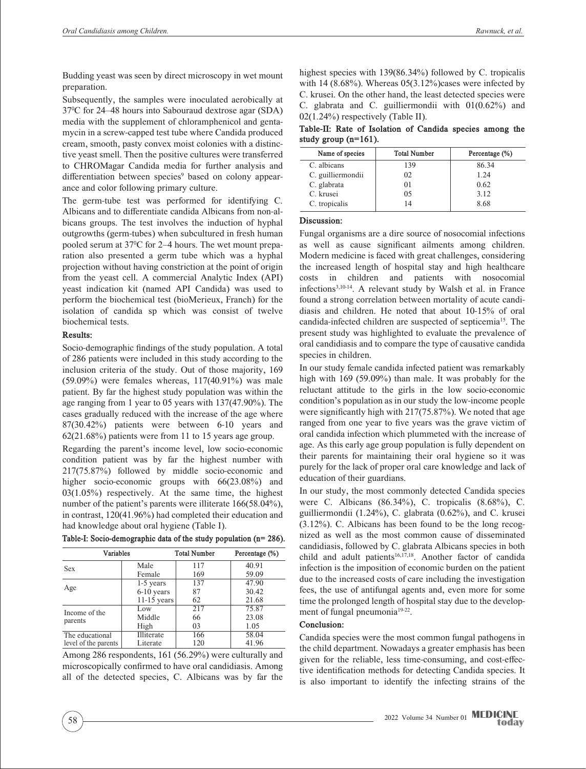Budding yeast was seen by direct microscopy in wet mount preparation.

Subsequently, the samples were inoculated aerobically at 37$^0$C for 24–48 hours into Sabouraud dextrose agar (SDA) media with the supplement of chloramphenicol and gentamycin in a screw-capped test tube where Candida produced cream, smooth, pasty convex moist colonies with a distinctive yeast smell. Then the positive cultures were transferred to CHROMagar Candida media for further analysis and differentiation between species[9] based on colony appearance and color following primary culture.

The germ-tube test was performed for identifying C. Albicans and to differentiate candida Albicans from non-albicans groups. The test involves the induction of hyphal outgrowths (germ-tubes) when subcultured in fresh human pooled serum at 37$^0$C for 2–4 hours. The wet mount preparation also presented a germ tube which was a hyphal projection without having constriction at the point of origin from the yeast cell. A commercial Analytic Index (API) yeast indication kit (named API Candida) was used to perform the biochemical test (bioMerieux, Franch) for the isolation of candida sp which was consist of twelve biochemical tests.

### Results:

Socio-demographic findings of the study population. A total of 286 patients were included in this study according to the inclusion criteria of the study. Out of those majority, 169 (59.09%) were females whereas, 117(40.91%) was male patient. By far the highest study population was within the age ranging from 1 year to 05 years with 137(47.90%). The cases gradually reduced with the increase of the age where 87(30.42%) patients were between 6-10 years and 62(21.68%) patients were from 11 to 15 years age group.

Regarding the parent's income level, low socio-economic condition patient was by far the highest number with 217(75.87%) followed by middle socio-economic and higher socio-economic groups with 66(23.08%) and 03(1.05%) respectively. At the same time, the highest number of the patient's parents were illiterate 166(58.04%), in contrast, 120(41.96%) had completed their education and had knowledge about oral hygiene (Table I).

**Table-I: Socio-demographic data of the study population (n= 286).**

| Variables | | Total Number | Percentage (%) |
|---|---|---|---|
| Sex | Male | 117 | 40.91 |
| | Female | 169 | 59.09 |
| Age | 1-5 years | 137 | 47.90 |
| | 6-10 years | 87 | 30.42 |
| | 11-15 years | 62 | 21.68 |
| Income of the parents | Low | 217 | 75.87 |
| | Middle | 66 | 23.08 |
| | High | 03 | 1.05 |
| The educational level of the parents | Illiterate | 166 | 58.04 |
| | Literate | 120 | 41.96 |

Among 286 respondents, 161 (56.29%) were culturally and microscopically confirmed to have oral candidiasis. Among all of the detected species, C. Albicans was by far the highest species with 139(86.34%) followed by C. tropicalis with 14 (8.68%). Whereas 05(3.12%)cases were infected by C. krusei. On the other hand, the least detected species were C. glabrata and C. guilliermondii with 01(0.62%) and 02(1.24%) respectively (Table II).

**Table-II: Rate of Isolation of Candida species among the study group (n=161).**

| Name of species | Total Number | Percentage (%) |
|---|---|---|
| C. albicans | 139 | 86.34 |
| C. guilliermondii | 02 | 1.24 |
| C. glabrata | 01 | 0.62 |
| C. krusei | 05 | 3.12 |
| C. tropicalis | 14 | 8.68 |

### Discussion:

Fungal organisms are a dire source of nosocomial infections as well as cause significant ailments among children. Modern medicine is faced with great challenges, considering the increased length of hospital stay and high healthcare costs in children and patients with nosocomial infections[3,10-14]. A relevant study by Walsh et al. in France found a strong correlation between mortality of acute candidiasis and children. He noted that about 10-15% of oral candida-infected children are suspected of septicemia[15]. The present study was highlighted to evaluate the prevalence of oral candidiasis and to compare the type of causative candida species in children.

In our study female candida infected patient was remarkably high with 169 (59.09%) than male. It was probably for the reluctant attitude to the girls in the low socio-economic condition's population as in our study the low-income people were significantly high with 217(75.87%). We noted that age ranged from one year to five years was the grave victim of oral candida infection which plummeted with the increase of age. As this early age group population is fully dependent on their parents for maintaining their oral hygiene so it was purely for the lack of proper oral care knowledge and lack of education of their guardians.

In our study, the most commonly detected Candida species were C. Albicans (86.34%), C. tropicalis (8.68%), C. guilliermondii (1.24%), C. glabrata (0.62%), and C. krusei (3.12%). C. Albicans has been found to be the long recognized as well as the most common cause of disseminated candidiasis, followed by C. glabrata Albicans species in both child and adult patients[16,17,18]. Another factor of candida infection is the imposition of economic burden on the patient due to the increased costs of care including the investigation fees, the use of antifungal agents and, even more for some time the prolonged length of hospital stay due to the development of fungal pneumonia[19-22].

### Conclusion:

Candida species were the most common fungal pathogens in the child department. Nowadays a greater emphasis has been given for the reliable, less time-consuming, and cost-effective identification methods for detecting Candida species. It is also important to identify the infecting strains of the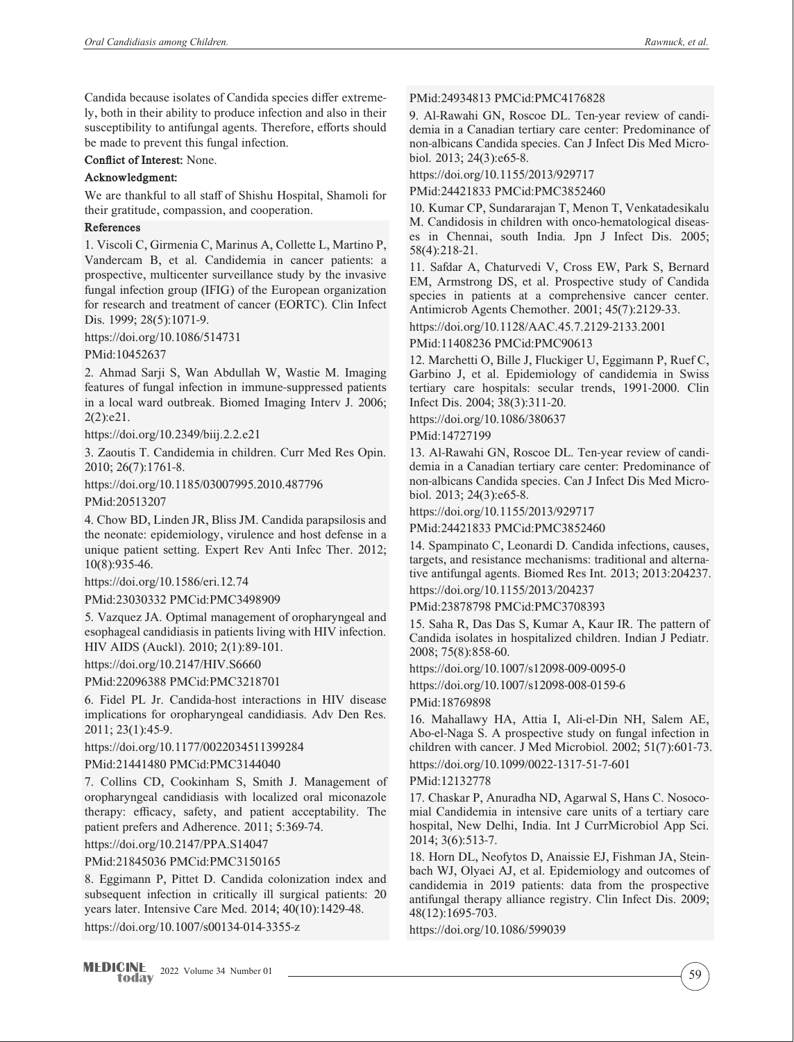Candida because isolates of Candida species differ extremely, both in their ability to produce infection and also in their susceptibility to antifungal agents. Therefore, efforts should be made to prevent this fungal infection.

**Conflict of Interest:** None.

**Acknowledgment:**

We are thankful to all staff of Shishu Hospital, Shamoli for their gratitude, compassion, and cooperation.

## References

1. Viscoli C, Girmenia C, Marinus A, Collette L, Martino P, Vandercam B, et al. Candidemia in cancer patients: a prospective, multicenter surveillance study by the invasive fungal infection group (IFIG) of the European organization for research and treatment of cancer (EORTC). Clin Infect Dis. 1999; 28(5):1071-9.
https://doi.org/10.1086/514731
PMid:10452637

2. Ahmad Sarji S, Wan Abdullah W, Wastie M. Imaging features of fungal infection in immune-suppressed patients in a local ward outbreak. Biomed Imaging Interv J. 2006; 2(2):e21.
https://doi.org/10.2349/biij.2.2.e21

3. Zaoutis T. Candidemia in children. Curr Med Res Opin. 2010; 26(7):1761-8.
https://doi.org/10.1185/03007995.2010.487796
PMid:20513207

4. Chow BD, Linden JR, Bliss JM. Candida parapsilosis and the neonate: epidemiology, virulence and host defense in a unique patient setting. Expert Rev Anti Infec Ther. 2012; 10(8):935-46.
https://doi.org/10.1586/eri.12.74
PMid:23030332 PMCid:PMC3498909

5. Vazquez JA. Optimal management of oropharyngeal and esophageal candidiasis in patients living with HIV infection. HIV AIDS (Auckl). 2010; 2(1):89-101.
https://doi.org/10.2147/HIV.S6660
PMid:22096388 PMCid:PMC3218701

6. Fidel PL Jr. Candida-host interactions in HIV disease implications for oropharyngeal candidiasis. Adv Den Res. 2011; 23(1):45-9.
https://doi.org/10.1177/0022034511399284
PMid:21441480 PMCid:PMC3144040

7. Collins CD, Cookinham S, Smith J. Management of oropharyngeal candidiasis with localized oral miconazole therapy: efficacy, safety, and patient acceptability. The patient prefers and Adherence. 2011; 5:369-74.
https://doi.org/10.2147/PPA.S14047
PMid:21845036 PMCid:PMC3150165

8. Eggimann P, Pittet D. Candida colonization index and subsequent infection in critically ill surgical patients: 20 years later. Intensive Care Med. 2014; 40(10):1429-48.
https://doi.org/10.1007/s00134-014-3355-z
PMid:24934813 PMCid:PMC4176828

9. Al-Rawahi GN, Roscoe DL. Ten-year review of candidemia in a Canadian tertiary care center: Predominance of non-albicans Candida species. Can J Infect Dis Med Microbiol. 2013; 24(3):e65-8.
https://doi.org/10.1155/2013/929717
PMid:24421833 PMCid:PMC3852460

10. Kumar CP, Sundararajan T, Menon T, Venkatadesikalu M. Candidosis in children with onco-hematological diseases in Chennai, south India. Jpn J Infect Dis. 2005; 58(4):218-21.

11. Safdar A, Chaturvedi V, Cross EW, Park S, Bernard EM, Armstrong DS, et al. Prospective study of Candida species in patients at a comprehensive cancer center. Antimicrob Agents Chemother. 2001; 45(7):2129-33.
https://doi.org/10.1128/AAC.45.7.2129-2133.2001
PMid:11408236 PMCid:PMC90613

12. Marchetti O, Bille J, Fluckiger U, Eggimann P, Ruef C, Garbino J, et al. Epidemiology of candidemia in Swiss tertiary care hospitals: secular trends, 1991-2000. Clin Infect Dis. 2004; 38(3):311-20.
https://doi.org/10.1086/380637
PMid:14727199

13. Al-Rawahi GN, Roscoe DL. Ten-year review of candidemia in a Canadian tertiary care center: Predominance of non-albicans Candida species. Can J Infect Dis Med Microbiol. 2013; 24(3):e65-8.
https://doi.org/10.1155/2013/929717
PMid:24421833 PMCid:PMC3852460

14. Spampinato C, Leonardi D. Candida infections, causes, targets, and resistance mechanisms: traditional and alternative antifungal agents. Biomed Res Int. 2013; 2013:204237.
https://doi.org/10.1155/2013/204237
PMid:23878798 PMCid:PMC3708393

15. Saha R, Das Das S, Kumar A, Kaur IR. The pattern of Candida isolates in hospitalized children. Indian J Pediatr. 2008; 75(8):858-60.
https://doi.org/10.1007/s12098-009-0095-0
https://doi.org/10.1007/s12098-008-0159-6
PMid:18769898

16. Mahallawy HA, Attia I, Ali-el-Din NH, Salem AE, Abo-el-Naga S. A prospective study on fungal infection in children with cancer. J Med Microbiol. 2002; 51(7):601-73.
https://doi.org/10.1099/0022-1317-51-7-601
PMid:12132778

17. Chaskar P, Anuradha ND, Agarwal S, Hans C. Nosocomial Candidemia in intensive care units of a tertiary care hospital, New Delhi, India. Int J CurrMicrobiol App Sci. 2014; 3(6):513-7.

18. Horn DL, Neofytos D, Anaissie EJ, Fishman JA, Steinbach WJ, Olyaei AJ, et al. Epidemiology and outcomes of candidemia in 2019 patients: data from the prospective antifungal therapy alliance registry. Clin Infect Dis. 2009; 48(12):1695-703.
https://doi.org/10.1086/599039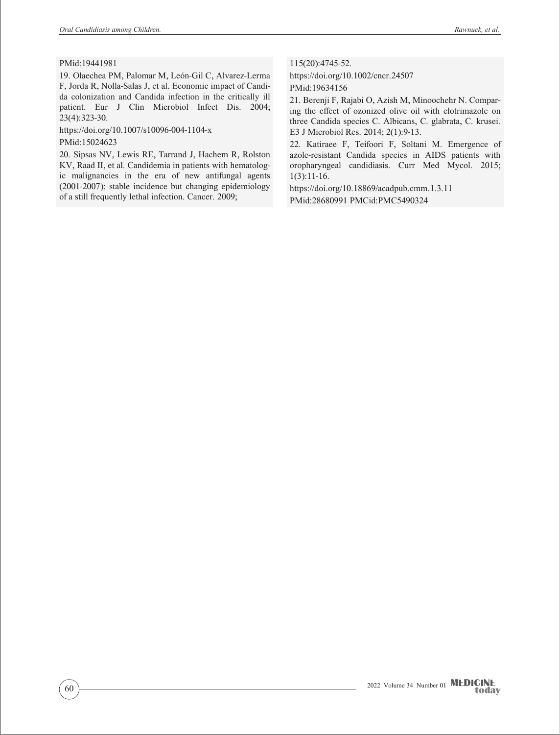PMid:19441981

19. Olaechea PM, Palomar M, León-Gil C, Alvarez-Lerma F, Jorda R, Nolla-Salas J, et al. Economic impact of Candida colonization and Candida infection in the critically ill patient. Eur J Clin Microbiol Infect Dis. 2004; 23(4):323-30.

https://doi.org/10.1007/s10096-004-1104-x

PMid:15024623

20. Sipsas NV, Lewis RE, Tarrand J, Hachem R, Rolston KV, Raad II, et al. Candidemia in patients with hematologic malignancies in the era of new antifungal agents (2001-2007): stable incidence but changing epidemiology of a still frequently lethal infection. Cancer. 2009; 115(20):4745-52.

https://doi.org/10.1002/cncr.24507

PMid:19634156

21. Berenji F, Rajabi O, Azish M, Minoochehr N. Comparing the effect of ozonized olive oil with clotrimazole on three Candida species C. Albicans, C. glabrata, C. krusei. E3 J Microbiol Res. 2014; 2(1):9-13.

22. Katiraee F, Teifoori F, Soltani M. Emergence of azole-resistant Candida species in AIDS patients with oropharyngeal candidiasis. Curr Med Mycol. 2015; 1(3):11-16.

https://doi.org/10.18869/acadpub.cmm.1.3.11

PMid:28680991 PMCid:PMC5490324